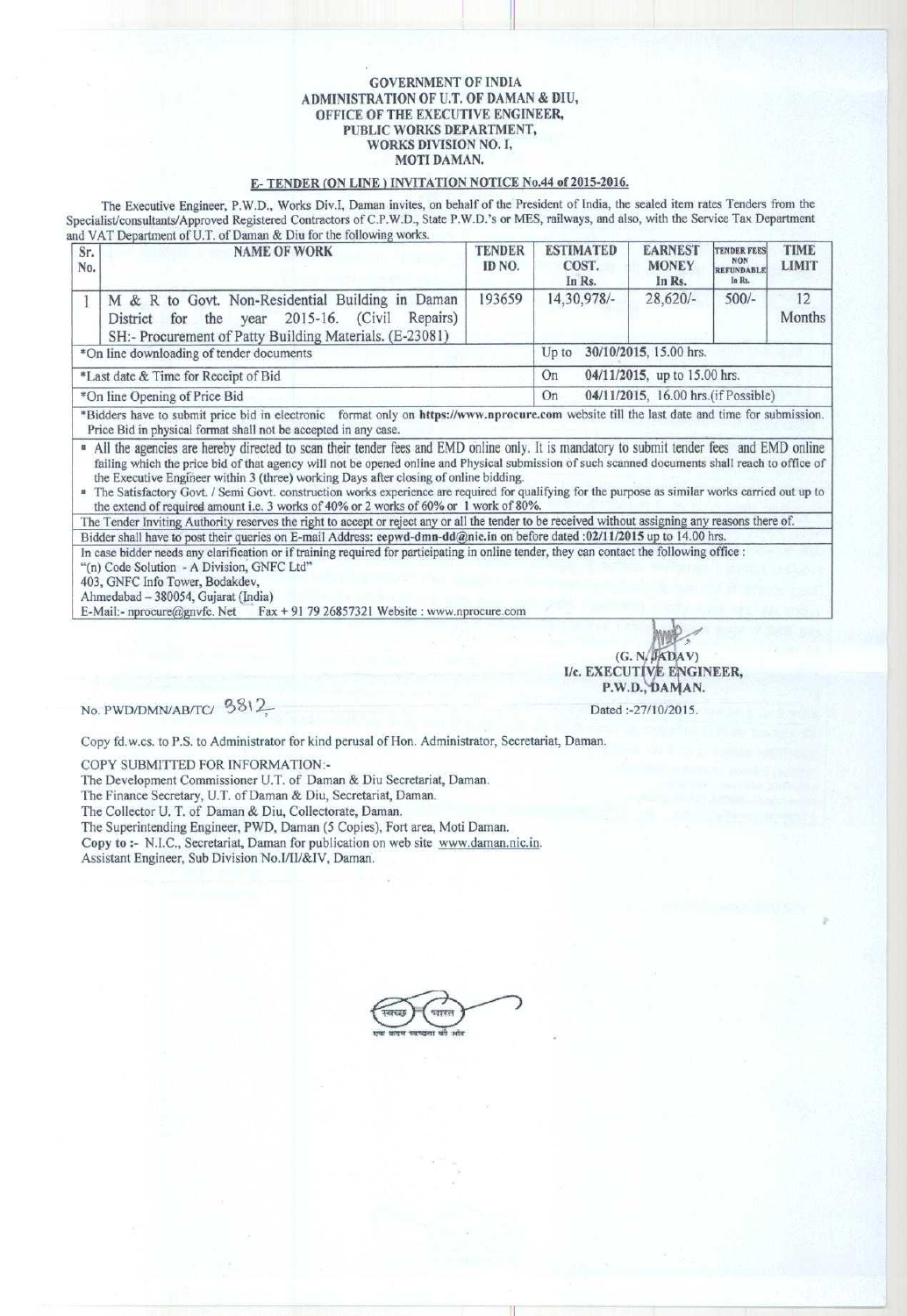**GOVERNMENT OF INDIA**
**ADMINISTRATION OF U.T. OF DAMAN & DIU,**
**OFFICE OF THE EXECUTIVE ENGINEER,**
**PUBLIC WORKS DEPARTMENT,**
**WORKS DIVISION NO. I,**
**MOTI DAMAN.**

**E- TENDER (ON LINE ) INVITATION NOTICE No.44 of 2015-2016.**

The Executive Engineer, P.W.D., Works Div.I, Daman invites, on behalf of the President of India, the sealed item rates Tenders from the Specialist/consultants/Approved Registered Contractors of C.P.W.D., State P.W.D.'s or MES, railways, and also, with the Service Tax Department and VAT Department of U.T. of Daman & Diu for the following works.

| Sr. No. | NAME OF WORK | TENDER ID NO. | ESTIMATED COST. In Rs. | EARNEST MONEY In Rs. | TENDER FEES NON REFUNDABLE In Rs. | TIME LIMIT |
|---|---|---|---|---|---|---|
| 1 | M & R to Govt. Non-Residential Building in Daman District for the year 2015-16. (Civil Repairs) SH:- Procurement of Patty Building Materials. (E-23081) | 193659 | 14,30,978/- | 28,620/- | 500/- | 12 Months |
| *On line downloading of tender documents | | | Up to 30/10/2015, 15.00 hrs. | | | |
| *Last date & Time for Receipt of Bid | | | On 04/11/2015, up to 15.00 hrs. | | | |
| *On line Opening of Price Bid | | | On 04/11/2015, 16.00 hrs.(if Possible) | | | |

*Bidders have to submit price bid in electronic format only on **https://www.nprocure.com** website till the last date and time for submission. Price Bid in physical format shall not be accepted in any case.

- All the agencies are hereby directed to scan their tender fees and EMD online only. It is mandatory to submit tender fees and EMD online failing which the price bid of that agency will not be opened online and Physical submission of such scanned documents shall reach to office of the Executive Engineer within 3 (three) working Days after closing of online bidding.
- The Satisfactory Govt. / Semi Govt. construction works experience are required for qualifying for the purpose as similar works carried out up to the extend of required amount i.e. 3 works of 40% or 2 works of 60% or 1 work of 80%.

The Tender Inviting Authority reserves the right to accept or reject any or all the tender to be received without assigning any reasons there of.

Bidder shall have to post their queries on E-mail Address: **eepwd-dmn-dd@nic.in** on before dated :**02/11/2015** up to 14.00 hrs.

In case bidder needs any clarification or if training required for participating in online tender, they can contact the following office :
"(n) Code Solution - A Division, GNFC Ltd"
403, GNFC Info Tower, Bodakdev,
Ahmedabad – 380054, Gujarat (India)
E-Mail:- nprocure@gnvfc. Net Fax + 91 79 26857321 Website : www.nprocure.com

(G. N. JADAV)
**I/c. EXECUTIVE ENGINEER,**
**P.W.D., DAMAN.**

No. PWD/DMN/AB/TC/ 3812

Dated :-27/10/2015.

Copy fd.w.cs. to P.S. to Administrator for kind perusal of Hon. Administrator, Secretariat, Daman.

COPY SUBMITTED FOR INFORMATION:-
The Development Commissioner U.T. of Daman & Diu Secretariat, Daman.
The Finance Secretary, U.T. of Daman & Diu, Secretariat, Daman.
The Collector U. T. of Daman & Diu, Collectorate, Daman.
The Superintending Engineer, PWD, Daman (5 Copies), Fort area, Moti Daman.
Copy to :- N.I.C., Secretariat, Daman for publication on web site www.daman.nic.in.
Assistant Engineer, Sub Division No.I/II/&IV, Daman.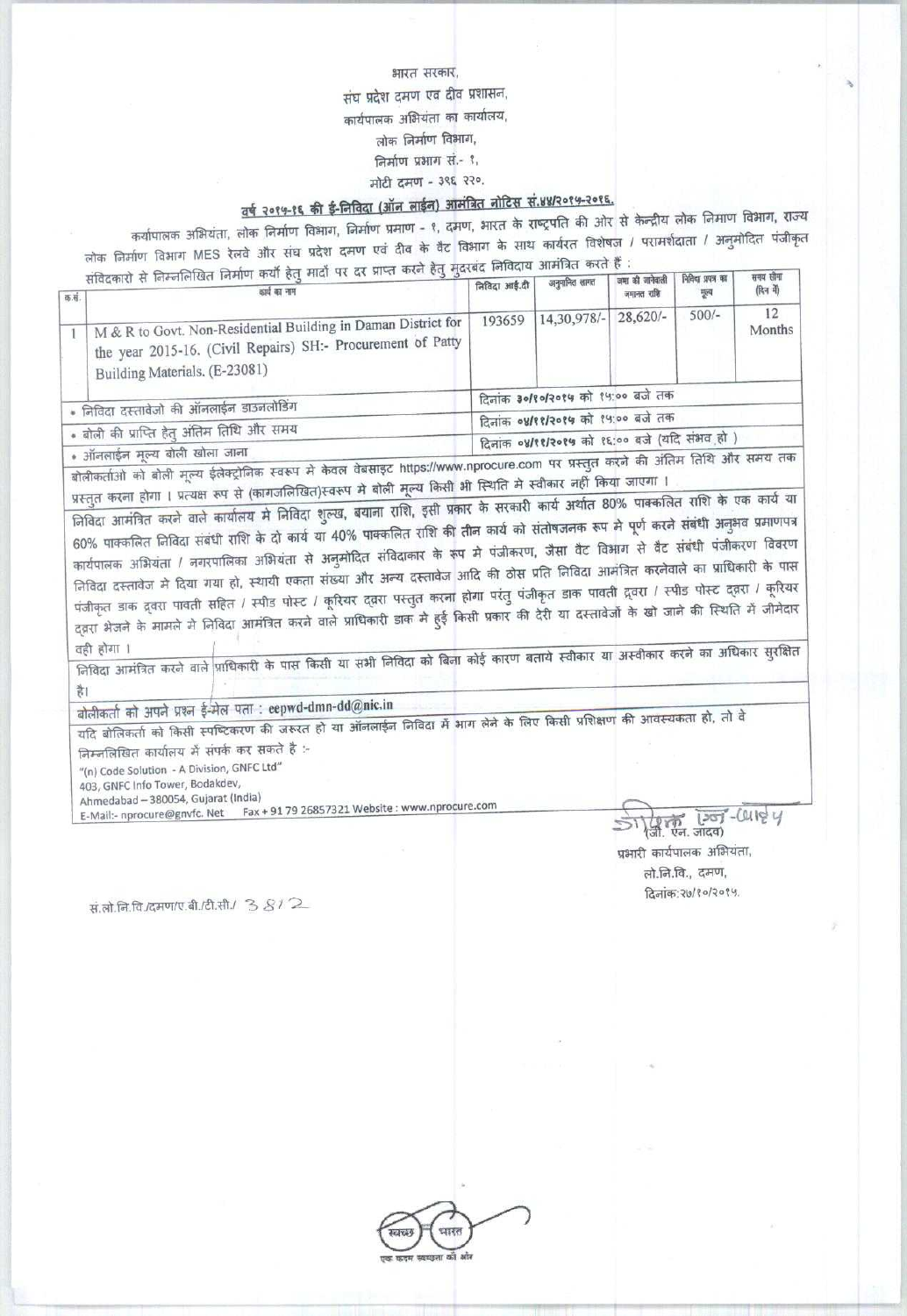भारत सरकार,
संघ प्रदेश दमण एवं दीव प्रशासन,
कार्यपालक अभियंता का कार्यालय,
लोक निर्माण विभाग,
निर्माण प्रभाग सं.- १,
मोटी दमण - ३९६ २२०.

**वर्ष २०१५-१६ की ई-निविदा (ऑन लाईन) आमंत्रित नोटिस सं.४४/२०१५-२०१६.**

कर्यापालक अभियंता, लोक निर्माण विभाग, निर्माण प्रमाण - १, दमण, भारत के राष्ट्रपति की ओर से केन्द्रीय लोक निमाण विभाग, राज्य लोक निर्माण विभाग MES रेलवे और संघ प्रदेश दमण एवं दीव के वैट विभाग के साथ कार्यरत विशेषज / परामर्शदाता / अनुमोदित पंजीकृत संविदकारो से निम्नलिखित निर्माण कर्यो हेतु मादों पर दर प्राप्त करने हेतु मुदरबंद निविदाय आमंत्रित करते हैं :

| क्र.सं. | कार्य का नाम | निविदा आई.डी | अनुमानित लागत | जमा की जानेवाली जमानत राशि | निविदा प्रपत्र का मूल्य | समय सीमा (दिन में) |
|---|---|---|---|---|---|---|
| 1 | M & R to Govt. Non-Residential Building in Daman District for the year 2015-16. (Civil Repairs) SH:- Procurement of Patty Building Materials. (E-23081) | 193659 | 14,30,978/- | 28,620/- | 500/- | 12 Months |
| | • निविदा दस्तावेजो की ऑनलाईन डाउनलोडिंग | दिनांक ३०/१०/२०१५ को १५:०० बजे तक | | | | |
| | • बोली की प्राप्ति हेतु अंतिम तिथि और समय | दिनांक ०५/११/२०१५ को १५:०० बजे तक | | | | |
| | • ऑनलाईन मूल्य बोली खोला जाना | दिनांक ०५/११/२०१५ को १६:०० बजे (यदि संभव हो ) | | | | |

बोलीकर्ताओ को बोली मूल्य इलेक्ट्रोनिक स्वरूप मे केवल वेबसाइट https://www.nprocure.com पर प्रस्तुत करने की अंतिम तिथि और समय तक प्रस्तुत करना होगा । प्रत्यक्ष रूप से (कागजलिखित)स्वरूप मे बोली मूल्य किसी भी स्थिति मे स्वीकार नहीं किया जाएगा ।

निविदा आमंत्रित करने वाले कार्यालय मे निविदा शुल्क, बयाना राशि, इसी प्रकार के सरकारी कार्य अर्थात 80% पाक्कलित राशि के एक कार्य या 60% पाक्कलित निविदा संबंधी राशि के दो कार्य या 40% पाक्कलित राशि की तीन कार्य को संतोषजनक रूप मे पूर्ण करने संबंधी अनुभव प्रमाणपत्र कार्यपालक अभियंता / नगरपालिका अभियंता से अनुमोदित संविदाकार के रूप मे पंजीकरण, जैसा वैट विभाग से वैट संबंधी पंजीकरण विवरण निविदा दस्तावेज मे दिया गया हो, स्थायी एकता संख्या और अन्य दस्तावेज आदि की ठोस प्रति निविदा आमंत्रित करनेवाले का प्राधिकारी के पास पंजीकृत डाक द्वारा पावती सहित / स्पीड पोस्ट / कूरियर द्वारा पस्तुत करना होगा परंतु पंजीकृत डाक पावती द्वारा / स्पीड पोस्ट द्वारा / कूरियर द्वारा भेजने के मामले मे निविदा आमंत्रित करने वाले प्राधिकारी डाक मे हुई किसी प्रकार की देरी या दस्तावेजों के खो जाने की स्थिति में जीमेदार वही होगा ।

निविदा आमंत्रित करने वाले प्राधिकारी के पास किसी या सभी निविदा को बिना कोई कारण बताये स्वीकार या अस्वीकार करने का अधिकार सुरक्षित है।

बोलीकर्ता को अपने प्रश्न ई-मेल पता : eepwd-dmn-dd@nic.in

यदि बोलिकर्ता को किसी स्पष्टिकरण की जरूरत हो या ऑनलाईन निविदा में भाग लेने के लिए किसी प्रशिक्षण की आवस्यकता हो, तो वे निम्नलिखित कार्यालय में संपर्क कर सकते है :-

"(n) Code Solution - A Division, GNFC Ltd"
403, GNFC Info Tower, Bodakdev,
Ahmedabad – 380054, Gujarat (India)
E-Mail:- nprocure@gnvfc. Net Fax + 91 79 26857321 Website : www.nprocure.com

(जी. एन. जादव)
प्रभारी कार्यपालक अभियंता,
लो.नि.वि., दमण,
दिनांक:२७/१०/२०१५.

सं.लो.नि.वि./दमण/ए.बी./टी.सी./ 3812

स्वच्छ भारत
एक कदम स्वच्छता की ओर